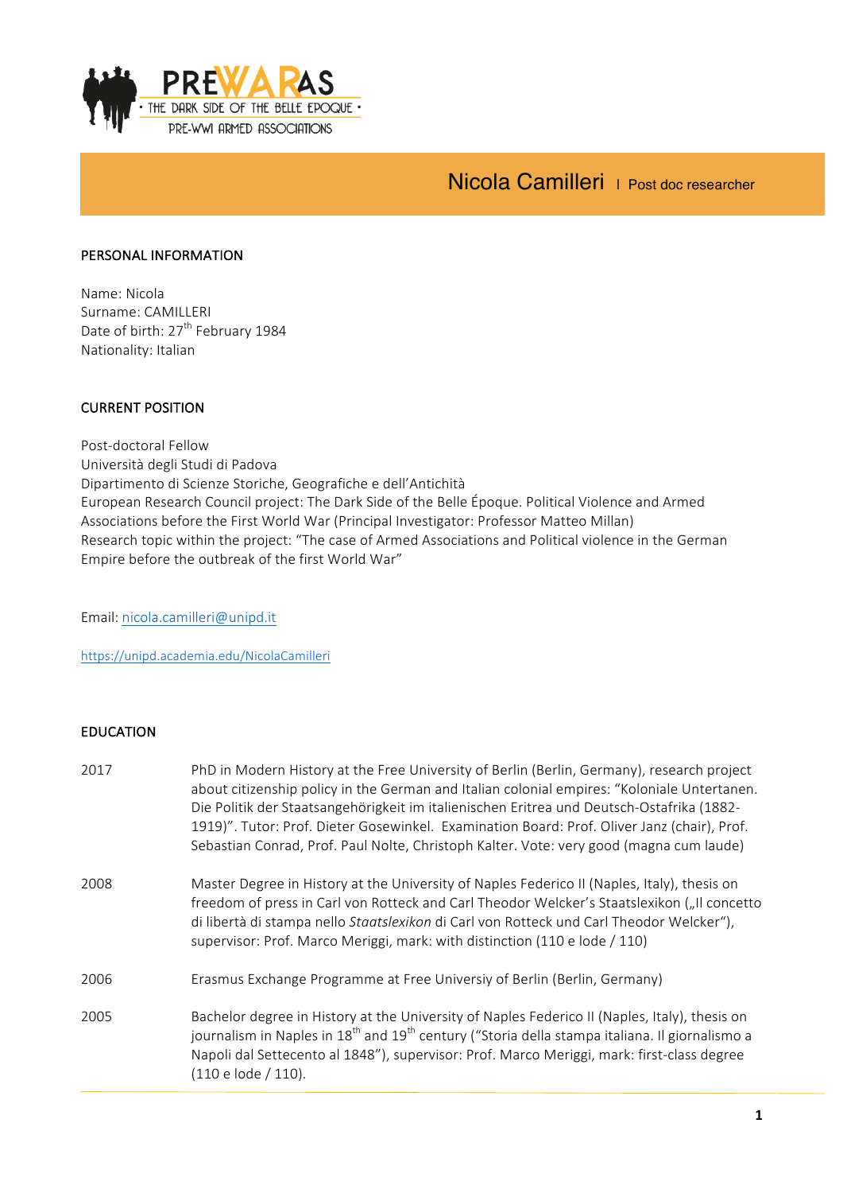PREWARAS
• THE DARK SIDE OF THE BELLE EPOQUE •
PRE-WWI ARMED ASSOCIATIONS

# Nicola Camilleri | Post doc researcher

## PERSONAL INFORMATION

Name: Nicola
Surname: CAMILLERI
Date of birth: 27th February 1984
Nationality: Italian

## CURRENT POSITION

Post-doctoral Fellow
Università degli Studi di Padova
Dipartimento di Scienze Storiche, Geografiche e dell'Antichità
European Research Council project: The Dark Side of the Belle Époque. Political Violence and Armed Associations before the First World War (Principal Investigator: Professor Matteo Millan)
Research topic within the project: "The case of Armed Associations and Political violence in the German Empire before the outbreak of the first World War"

Email: nicola.camilleri@unipd.it

https://unipd.academia.edu/NicolaCamilleri

## EDUCATION

| | |
|---|---|
| 2017 | PhD in Modern History at the Free University of Berlin (Berlin, Germany), research project about citizenship policy in the German and Italian colonial empires: "Koloniale Untertanen. Die Politik der Staatsangehörigkeit im italienischen Eritrea und Deutsch-Ostafrika (1882-1919)". Tutor: Prof. Dieter Gosewinkel. Examination Board: Prof. Oliver Janz (chair), Prof. Sebastian Conrad, Prof. Paul Nolte, Christoph Kalter. Vote: very good (magna cum laude) |
| 2008 | Master Degree in History at the University of Naples Federico II (Naples, Italy), thesis on freedom of press in Carl von Rotteck and Carl Theodor Welcker's Staatslexikon („Il concetto di libertà di stampa nello *Staatslexikon* di Carl von Rotteck und Carl Theodor Welcker"), supervisor: Prof. Marco Meriggi, mark: with distinction (110 e lode / 110) |
| 2006 | Erasmus Exchange Programme at Free Universiy of Berlin (Berlin, Germany) |
| 2005 | Bachelor degree in History at the University of Naples Federico II (Naples, Italy), thesis on journalism in Naples in 18th and 19th century ("Storia della stampa italiana. Il giornalismo a Napoli dal Settecento al 1848"), supervisor: Prof. Marco Meriggi, mark: first-class degree (110 e lode / 110). |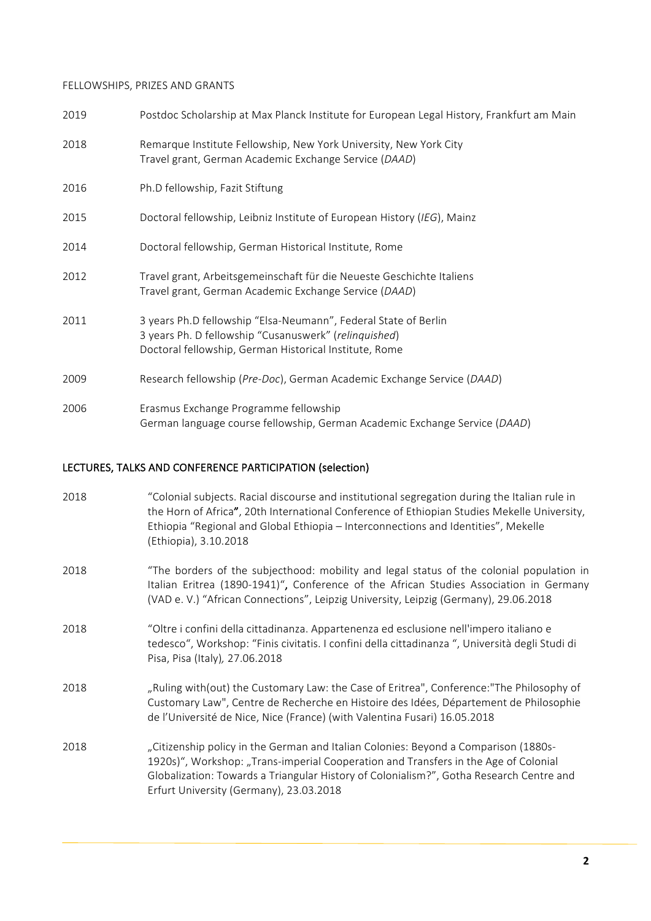## FELLOWSHIPS, PRIZES AND GRANTS

| | |
|---|---|
| 2019 | Postdoc Scholarship at Max Planck Institute for European Legal History, Frankfurt am Main |
| 2018 | Remarque Institute Fellowship, New York University, New York City<br>Travel grant, German Academic Exchange Service (*DAAD*) |
| 2016 | Ph.D fellowship, Fazit Stiftung |
| 2015 | Doctoral fellowship, Leibniz Institute of European History (*IEG*), Mainz |
| 2014 | Doctoral fellowship, German Historical Institute, Rome |
| 2012 | Travel grant, Arbeitsgemeinschaft für die Neueste Geschichte Italiens<br>Travel grant, German Academic Exchange Service (*DAAD*) |
| 2011 | 3 years Ph.D fellowship "Elsa-Neumann", Federal State of Berlin<br>3 years Ph. D fellowship "Cusanuswerk" (*relinquished*)<br>Doctoral fellowship, German Historical Institute, Rome |
| 2009 | Research fellowship (*Pre-Doc*), German Academic Exchange Service (*DAAD*) |
| 2006 | Erasmus Exchange Programme fellowship<br>German language course fellowship, German Academic Exchange Service (*DAAD*) |

## LECTURES, TALKS AND CONFERENCE PARTICIPATION (selection)

| | |
|---|---|
| 2018 | "Colonial subjects. Racial discourse and institutional segregation during the Italian rule in the Horn of Africa**"**, 20th International Conference of Ethiopian Studies Mekelle University, Ethiopia "Regional and Global Ethiopia – Interconnections and Identities", Mekelle (Ethiopia), 3.10.2018 |
| 2018 | "The borders of the subjecthood: mobility and legal status of the colonial population in Italian Eritrea (1890-1941)"**,** Conference of the African Studies Association in Germany (VAD e. V.) "African Connections", Leipzig University, Leipzig (Germany), 29.06.2018 |
| 2018 | "Oltre i confini della cittadinanza. Appartenenza ed esclusione nell'impero italiano e tedesco", Workshop: "Finis civitatis. I confini della cittadinanza ", Università degli Studi di Pisa, Pisa (Italy)*,* 27.06.2018 |
| 2018 | „Ruling with(out) the Customary Law: the Case of Eritrea", Conference:"The Philosophy of Customary Law", Centre de Recherche en Histoire des Idées, Département de Philosophie de l'Université de Nice, Nice (France) (with Valentina Fusari) 16.05.2018 |
| 2018 | „Citizenship policy in the German and Italian Colonies: Beyond a Comparison (1880s-1920s)", Workshop: „Trans-imperial Cooperation and Transfers in the Age of Colonial Globalization: Towards a Triangular History of Colonialism?", Gotha Research Centre and Erfurt University (Germany), 23.03.2018 |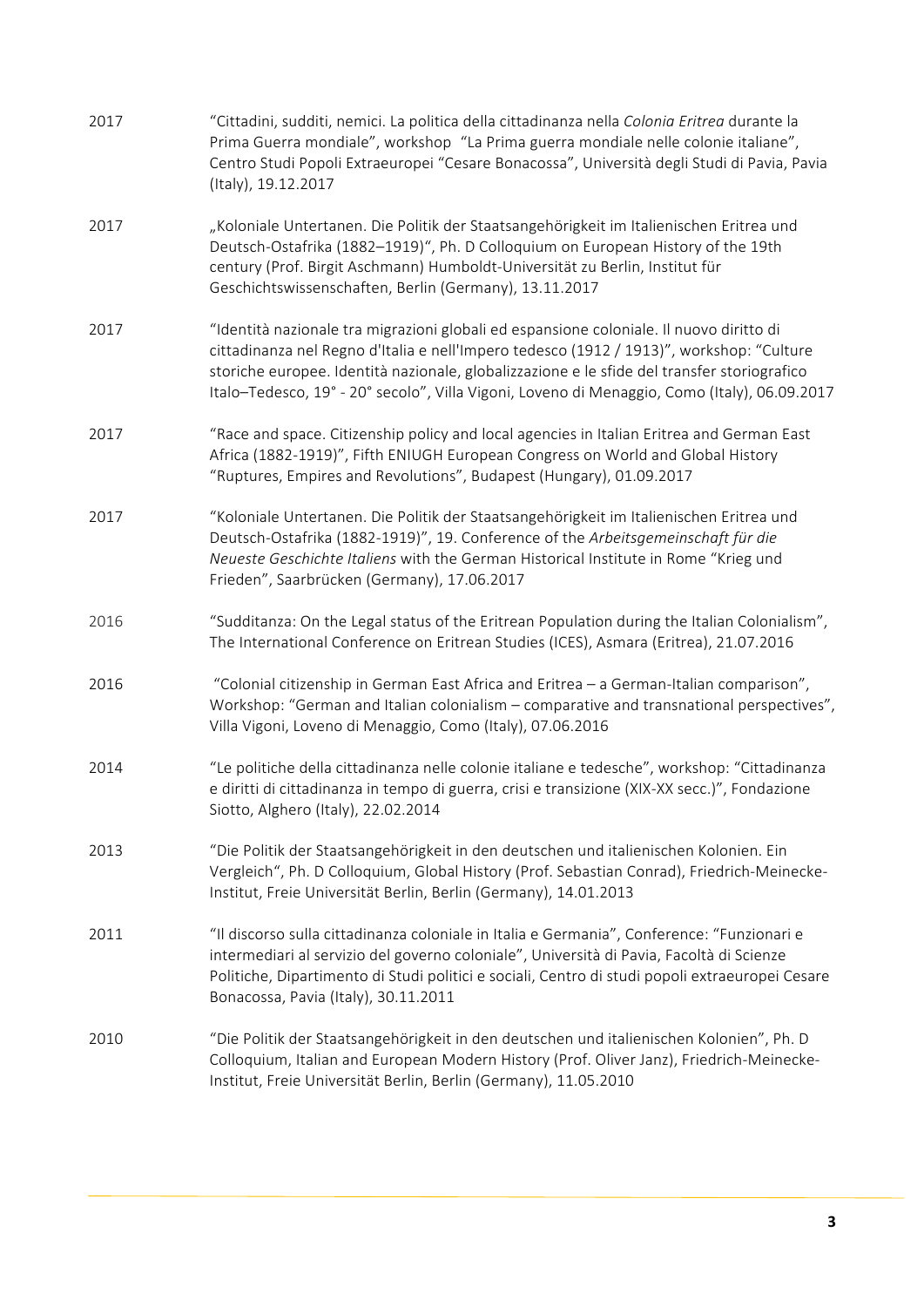| | |
|---|---|
| 2017 | "Cittadini, sudditi, nemici. La politica della cittadinanza nella *Colonia Eritrea* durante la Prima Guerra mondiale", workshop "La Prima guerra mondiale nelle colonie italiane", Centro Studi Popoli Extraeuropei "Cesare Bonacossa", Università degli Studi di Pavia, Pavia (Italy), 19.12.2017 |
| 2017 | „Koloniale Untertanen. Die Politik der Staatsangehörigkeit im Italienischen Eritrea und Deutsch-Ostafrika (1882–1919)", Ph. D Colloquium on European History of the 19th century (Prof. Birgit Aschmann) Humboldt-Universität zu Berlin, Institut für Geschichtswissenschaften, Berlin (Germany), 13.11.2017 |
| 2017 | "Identità nazionale tra migrazioni globali ed espansione coloniale. Il nuovo diritto di cittadinanza nel Regno d'Italia e nell'Impero tedesco (1912 / 1913)", workshop: "Culture storiche europee. Identità nazionale, globalizzazione e le sfide del transfer storiografico Italo–Tedesco, 19° - 20° secolo", Villa Vigoni, Loveno di Menaggio, Como (Italy), 06.09.2017 |
| 2017 | "Race and space. Citizenship policy and local agencies in Italian Eritrea and German East Africa (1882-1919)", Fifth ENIUGH European Congress on World and Global History "Ruptures, Empires and Revolutions", Budapest (Hungary), 01.09.2017 |
| 2017 | "Koloniale Untertanen. Die Politik der Staatsangehörigkeit im Italienischen Eritrea und Deutsch-Ostafrika (1882-1919)", 19. Conference of the *Arbeitsgemeinschaft für die Neueste Geschichte Italiens* with the German Historical Institute in Rome "Krieg und Frieden", Saarbrücken (Germany), 17.06.2017 |
| 2016 | "Sudditanza: On the Legal status of the Eritrean Population during the Italian Colonialism", The International Conference on Eritrean Studies (ICES), Asmara (Eritrea), 21.07.2016 |
| 2016 | "Colonial citizenship in German East Africa and Eritrea – a German-Italian comparison", Workshop: "German and Italian colonialism – comparative and transnational perspectives", Villa Vigoni, Loveno di Menaggio, Como (Italy), 07.06.2016 |
| 2014 | "Le politiche della cittadinanza nelle colonie italiane e tedesche", workshop: "Cittadinanza e diritti di cittadinanza in tempo di guerra, crisi e transizione (XIX-XX secc.)", Fondazione Siotto, Alghero (Italy), 22.02.2014 |
| 2013 | "Die Politik der Staatsangehörigkeit in den deutschen und italienischen Kolonien. Ein Vergleich", Ph. D Colloquium, Global History (Prof. Sebastian Conrad), Friedrich-Meinecke-Institut, Freie Universität Berlin, Berlin (Germany), 14.01.2013 |
| 2011 | "Il discorso sulla cittadinanza coloniale in Italia e Germania", Conference: "Funzionari e intermediari al servizio del governo coloniale", Università di Pavia, Facoltà di Scienze Politiche, Dipartimento di Studi politici e sociali, Centro di studi popoli extraeuropei Cesare Bonacossa, Pavia (Italy), 30.11.2011 |
| 2010 | "Die Politik der Staatsangehörigkeit in den deutschen und italienischen Kolonien", Ph. D Colloquium, Italian and European Modern History (Prof. Oliver Janz), Friedrich-Meinecke-Institut, Freie Universität Berlin, Berlin (Germany), 11.05.2010 |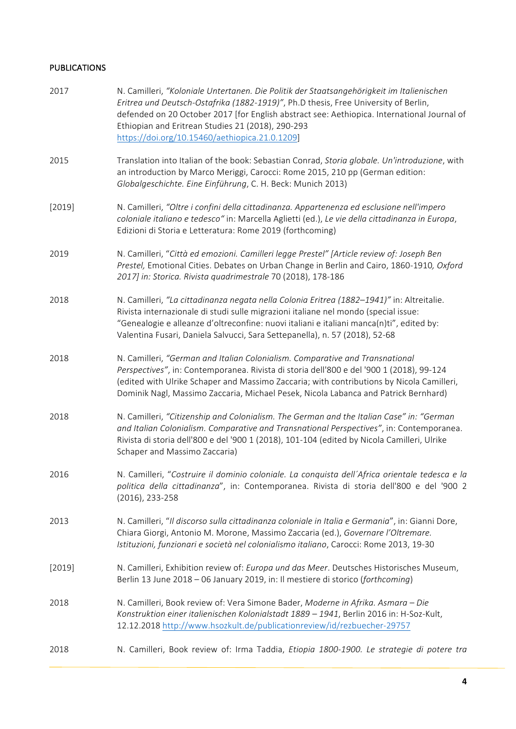## PUBLICATIONS

| | |
|---|---|
| 2017 | N. Camilleri, *"Koloniale Untertanen. Die Politik der Staatsangehörigkeit im Italienischen Eritrea und Deutsch-Ostafrika (1882-1919)"*, Ph.D thesis, Free University of Berlin, defended on 20 October 2017 [for English abstract see: Aethiopica. International Journal of Ethiopian and Eritrean Studies 21 (2018), 290-293 https://doi.org/10.15460/aethiopica.21.0.1209] |
| 2015 | Translation into Italian of the book: Sebastian Conrad, *Storia globale. Un'introduzione*, with an introduction by Marco Meriggi, Carocci: Rome 2015, 210 pp (German edition: *Globalgeschichte. Eine Einführung*, C. H. Beck: Munich 2013) |
| [2019] | N. Camilleri, *"Oltre i confini della cittadinanza. Appartenenza ed esclusione nell'impero coloniale italiano e tedesco"* in: Marcella Aglietti (ed.), *Le vie della cittadinanza in Europa*, Edizioni di Storia e Letteratura: Rome 2019 (forthcoming) |
| 2019 | N. Camilleri, "*Città ed emozioni. Camilleri legge Prestel" [Article review of: Joseph Ben Prestel,* Emotional Cities. Debates on Urban Change in Berlin and Cairo, 1860-1910*, Oxford 2017] in: Storica. Rivista quadrimestrale* 70 (2018), 178-186 |
| 2018 | N. Camilleri, *"La cittadinanza negata nella Colonia Eritrea (1882–1941)"* in: Altreitalie. Rivista internazionale di studi sulle migrazioni italiane nel mondo (special issue: "Genealogie e alleanze d'oltreconfine: nuovi italiani e italiani manca(n)ti", edited by: Valentina Fusari, Daniela Salvucci, Sara Settepanella), n. 57 (2018), 52-68 |
| 2018 | N. Camilleri, *"German and Italian Colonialism. Comparative and Transnational Perspectives"*, in: Contemporanea. Rivista di storia dell'800 e del '900 1 (2018), 99-124 (edited with Ulrike Schaper and Massimo Zaccaria; with contributions by Nicola Camilleri, Dominik Nagl, Massimo Zaccaria, Michael Pesek, Nicola Labanca and Patrick Bernhard) |
| 2018 | N. Camilleri, *"Citizenship and Colonialism. The German and the Italian Case" in: "German and Italian Colonialism. Comparative and Transnational Perspectives"*, in: Contemporanea. Rivista di storia dell'800 e del '900 1 (2018), 101-104 (edited by Nicola Camilleri, Ulrike Schaper and Massimo Zaccaria) |
| 2016 | N. Camilleri, "*Costruire il dominio coloniale. La conquista dell´Africa orientale tedesca e la politica della cittadinanza*", in: Contemporanea. Rivista di storia dell'800 e del '900 2 (2016), 233-258 |
| 2013 | N. Camilleri, "*Il discorso sulla cittadinanza coloniale in Italia e Germania*", in: Gianni Dore, Chiara Giorgi, Antonio M. Morone, Massimo Zaccaria (ed.), *Governare l'Oltremare. Istituzioni, funzionari e società nel colonialismo italiano*, Carocci: Rome 2013, 19-30 |
| [2019] | N. Camilleri, Exhibition review of: *Europa und das Meer*. Deutsches Historisches Museum, Berlin 13 June 2018 – 06 January 2019, in: Il mestiere di storico (*forthcoming*) |
| 2018 | N. Camilleri, Book review of: Vera Simone Bader, *Moderne in Afrika. Asmara – Die Konstruktion einer italienischen Kolonialstadt 1889 – 1941*, Berlin 2016 in: H-Soz-Kult, 12.12.2018 http://www.hsozkult.de/publicationreview/id/rezbuecher-29757 |
| 2018 | N. Camilleri, Book review of: Irma Taddia, *Etiopia 1800-1900. Le strategie di potere tra* |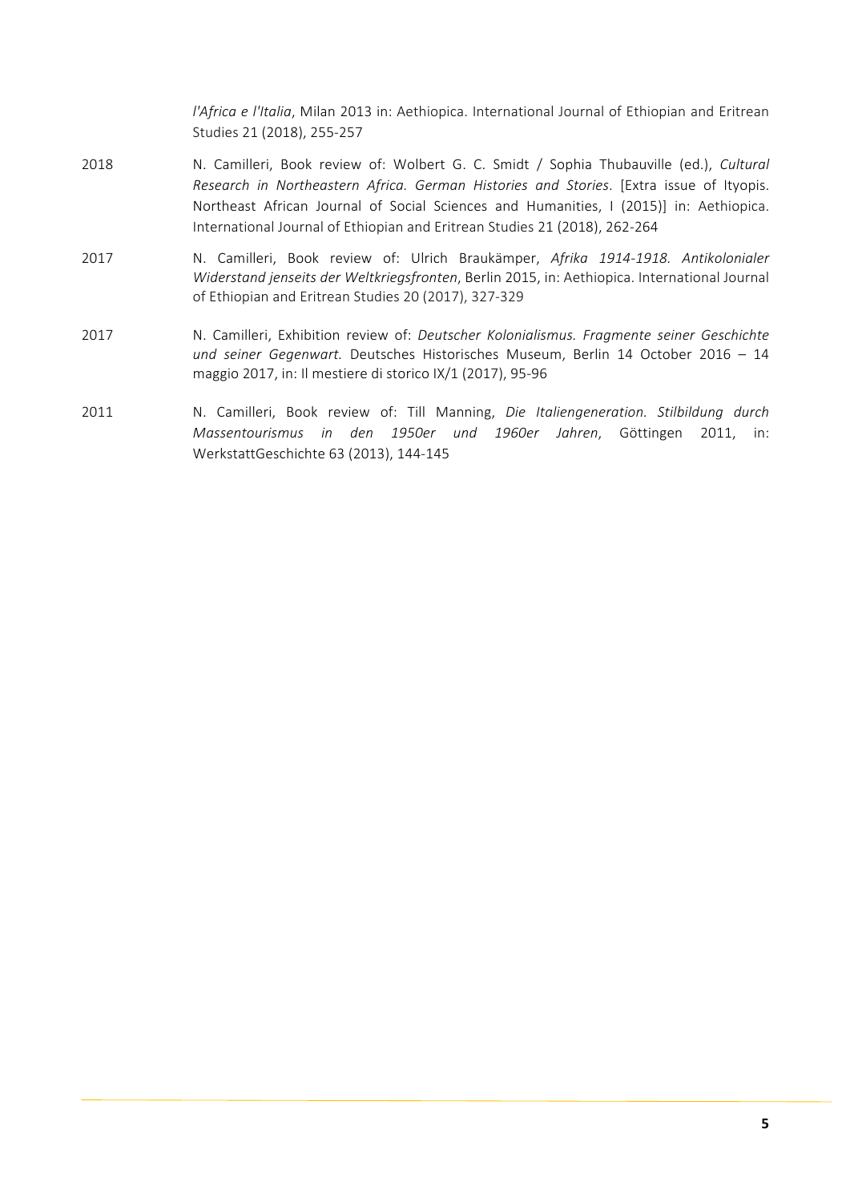*l'Africa e l'Italia*, Milan 2013 in: Aethiopica. International Journal of Ethiopian and Eritrean Studies 21 (2018), 255-257

2018 N. Camilleri, Book review of: Wolbert G. C. Smidt / Sophia Thubauville (ed.), *Cultural Research in Northeastern Africa. German Histories and Stories*. [Extra issue of Ityopis. Northeast African Journal of Social Sciences and Humanities, I (2015)] in: Aethiopica. International Journal of Ethiopian and Eritrean Studies 21 (2018), 262-264

2017 N. Camilleri, Book review of: Ulrich Braukämper, *Afrika 1914-1918. Antikolonialer Widerstand jenseits der Weltkriegsfronten*, Berlin 2015, in: Aethiopica. International Journal of Ethiopian and Eritrean Studies 20 (2017), 327-329

2017 N. Camilleri, Exhibition review of: *Deutscher Kolonialismus. Fragmente seiner Geschichte und seiner Gegenwart.* Deutsches Historisches Museum, Berlin 14 October 2016 – 14 maggio 2017, in: Il mestiere di storico IX/1 (2017), 95-96

2011 N. Camilleri, Book review of: Till Manning, *Die Italiengeneration. Stilbildung durch Massentourismus in den 1950er und 1960er Jahren*, Göttingen 2011, in: WerkstattGeschichte 63 (2013), 144-145